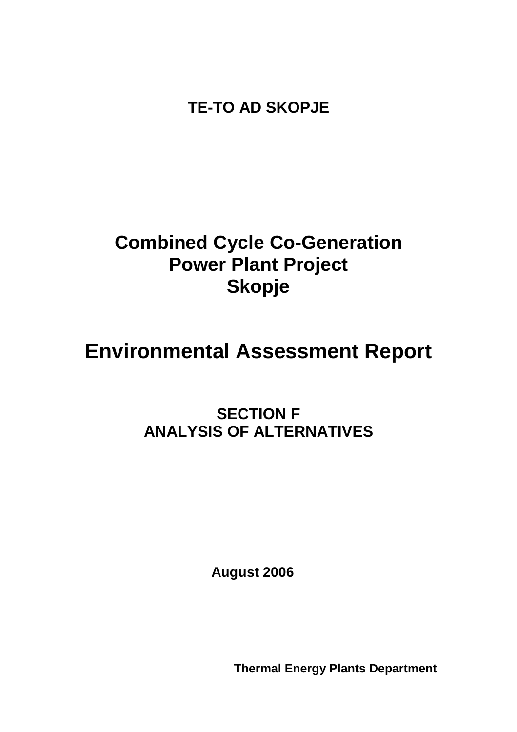**TE-TO AD SKOPJE**

# Combined Cycle Co-Generation Power Plant Project Skopje

# Environmental Assessment Report

## SECTION F
## ANALYSIS OF ALTERNATIVES

**August 2006**

**Thermal Energy Plants Department**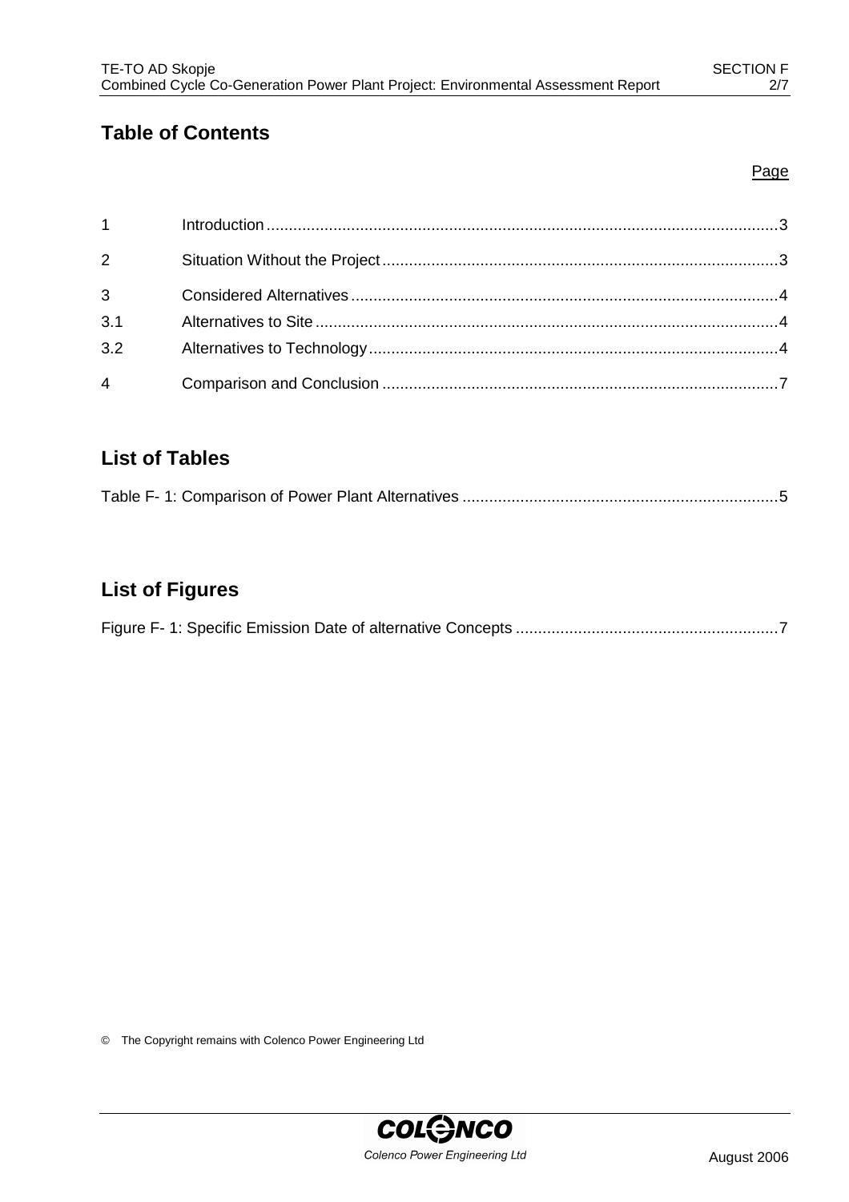## Table of Contents

| | | Page |
|---|---|---|
| 1 | Introduction | 3 |
| 2 | Situation Without the Project | 3 |
| 3 | Considered Alternatives | 4 |
| 3.1 | Alternatives to Site | 4 |
| 3.2 | Alternatives to Technology | 4 |
| 4 | Comparison and Conclusion | 7 |

## List of Tables

Table F- 1: Comparison of Power Plant Alternatives ....................................................................5

## List of Figures

Figure F- 1: Specific Emission Date of alternative Concepts ..........................................................7

© The Copyright remains with Colenco Power Engineering Ltd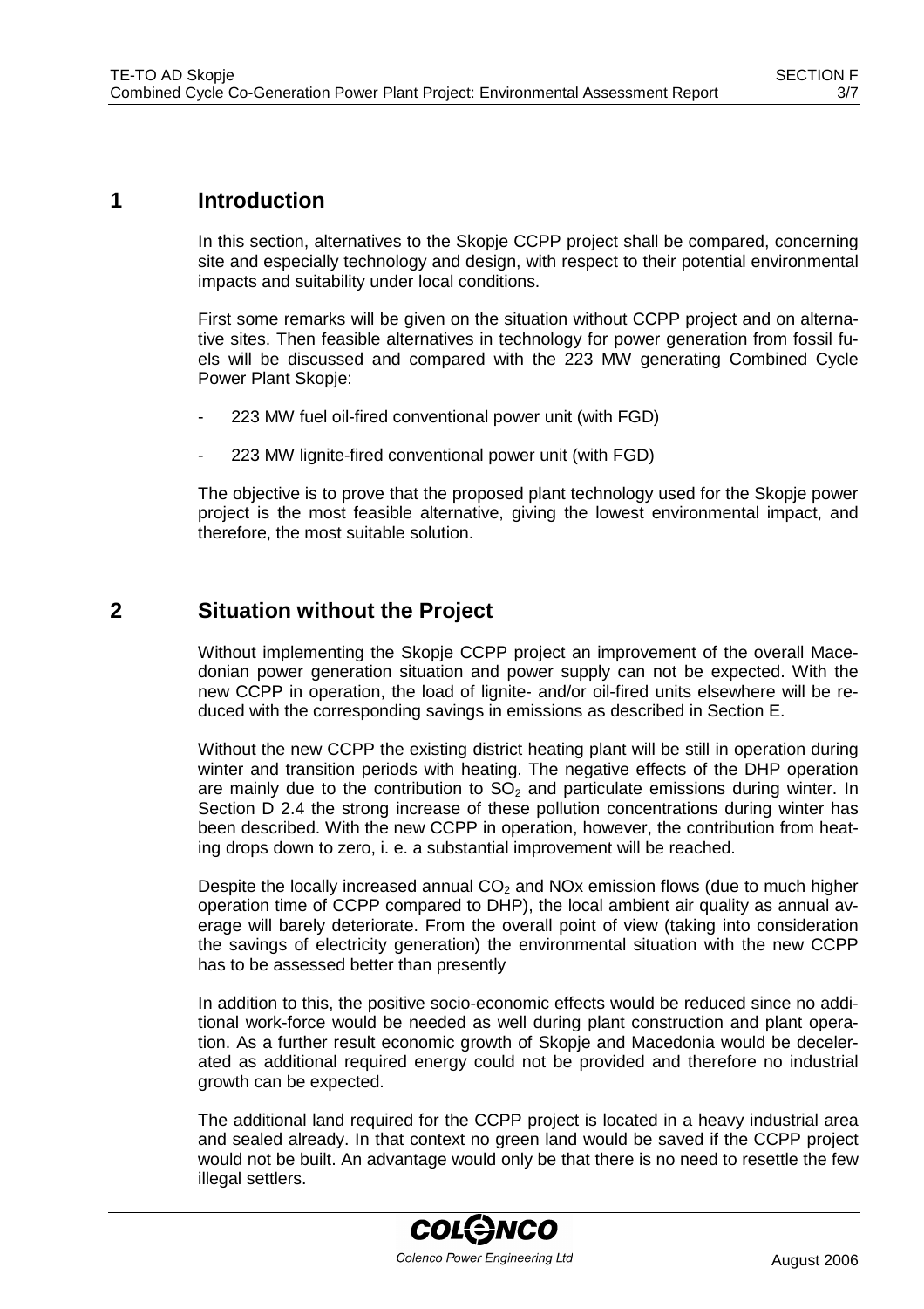# 1 Introduction

In this section, alternatives to the Skopje CCPP project shall be compared, concerning site and especially technology and design, with respect to their potential environmental impacts and suitability under local conditions.

First some remarks will be given on the situation without CCPP project and on alternative sites. Then feasible alternatives in technology for power generation from fossil fuels will be discussed and compared with the 223 MW generating Combined Cycle Power Plant Skopje:

- 223 MW fuel oil-fired conventional power unit (with FGD)
- 223 MW lignite-fired conventional power unit (with FGD)

The objective is to prove that the proposed plant technology used for the Skopje power project is the most feasible alternative, giving the lowest environmental impact, and therefore, the most suitable solution.

# 2 Situation without the Project

Without implementing the Skopje CCPP project an improvement of the overall Macedonian power generation situation and power supply can not be expected. With the new CCPP in operation, the load of lignite- and/or oil-fired units elsewhere will be reduced with the corresponding savings in emissions as described in Section E.

Without the new CCPP the existing district heating plant will be still in operation during winter and transition periods with heating. The negative effects of the DHP operation are mainly due to the contribution to $SO_2$ and particulate emissions during winter. In Section D 2.4 the strong increase of these pollution concentrations during winter has been described. With the new CCPP in operation, however, the contribution from heating drops down to zero, i. e. a substantial improvement will be reached.

Despite the locally increased annual $CO_2$ and NOx emission flows (due to much higher operation time of CCPP compared to DHP), the local ambient air quality as annual average will barely deteriorate. From the overall point of view (taking into consideration the savings of electricity generation) the environmental situation with the new CCPP has to be assessed better than presently

In addition to this, the positive socio-economic effects would be reduced since no additional work-force would be needed as well during plant construction and plant operation. As a further result economic growth of Skopje and Macedonia would be decelerated as additional required energy could not be provided and therefore no industrial growth can be expected.

The additional land required for the CCPP project is located in a heavy industrial area and sealed already. In that context no green land would be saved if the CCPP project would not be built. An advantage would only be that there is no need to resettle the few illegal settlers.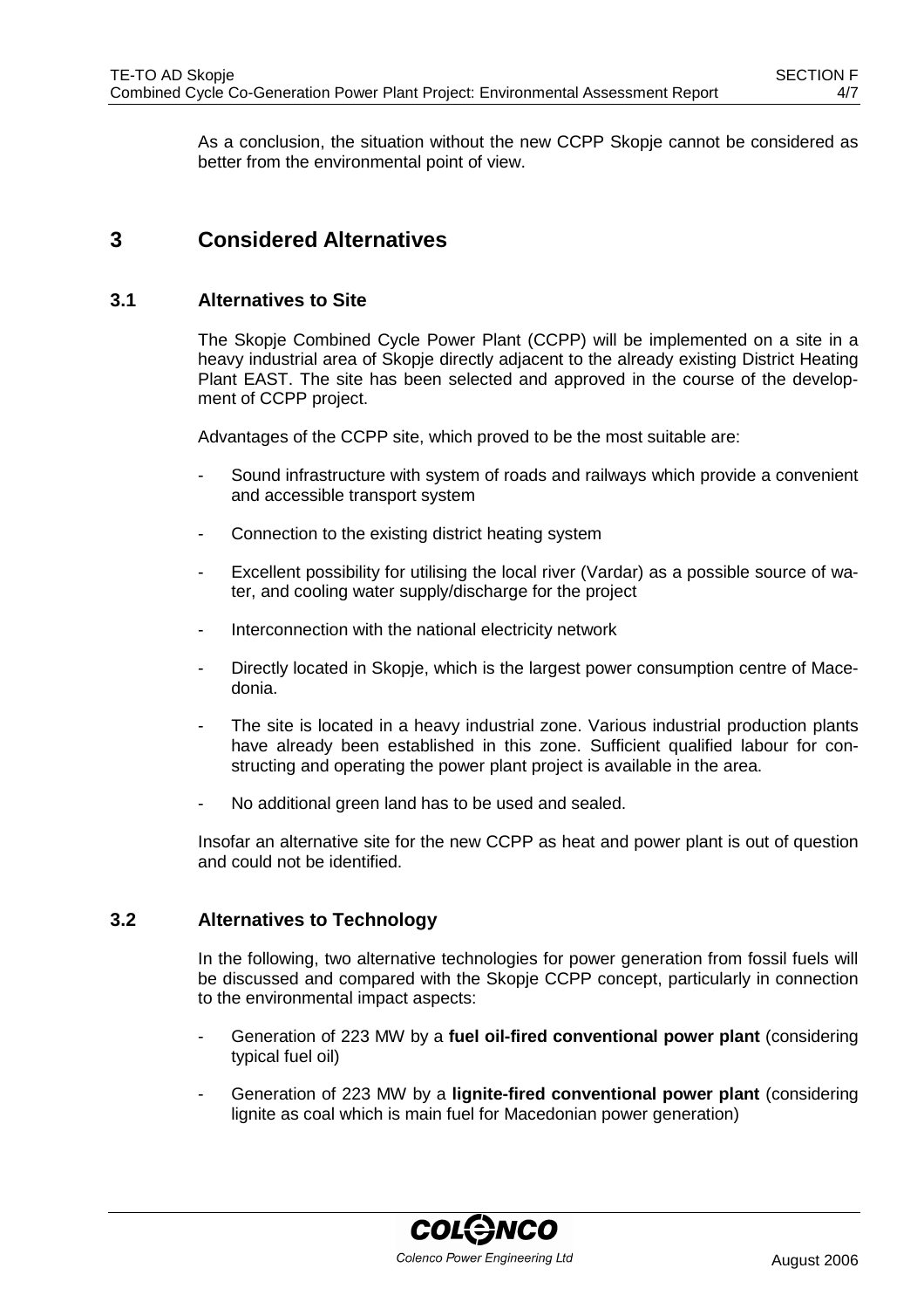As a conclusion, the situation without the new CCPP Skopje cannot be considered as better from the environmental point of view.

# 3 Considered Alternatives

## 3.1 Alternatives to Site

The Skopje Combined Cycle Power Plant (CCPP) will be implemented on a site in a heavy industrial area of Skopje directly adjacent to the already existing District Heating Plant EAST. The site has been selected and approved in the course of the development of CCPP project.

Advantages of the CCPP site, which proved to be the most suitable are:

- Sound infrastructure with system of roads and railways which provide a convenient and accessible transport system
- Connection to the existing district heating system
- Excellent possibility for utilising the local river (Vardar) as a possible source of water, and cooling water supply/discharge for the project
- Interconnection with the national electricity network
- Directly located in Skopje, which is the largest power consumption centre of Macedonia.
- The site is located in a heavy industrial zone. Various industrial production plants have already been established in this zone. Sufficient qualified labour for constructing and operating the power plant project is available in the area.
- No additional green land has to be used and sealed.

Insofar an alternative site for the new CCPP as heat and power plant is out of question and could not be identified.

## 3.2 Alternatives to Technology

In the following, two alternative technologies for power generation from fossil fuels will be discussed and compared with the Skopje CCPP concept, particularly in connection to the environmental impact aspects:

- Generation of 223 MW by a **fuel oil-fired conventional power plant** (considering typical fuel oil)
- Generation of 223 MW by a **lignite-fired conventional power plant** (considering lignite as coal which is main fuel for Macedonian power generation)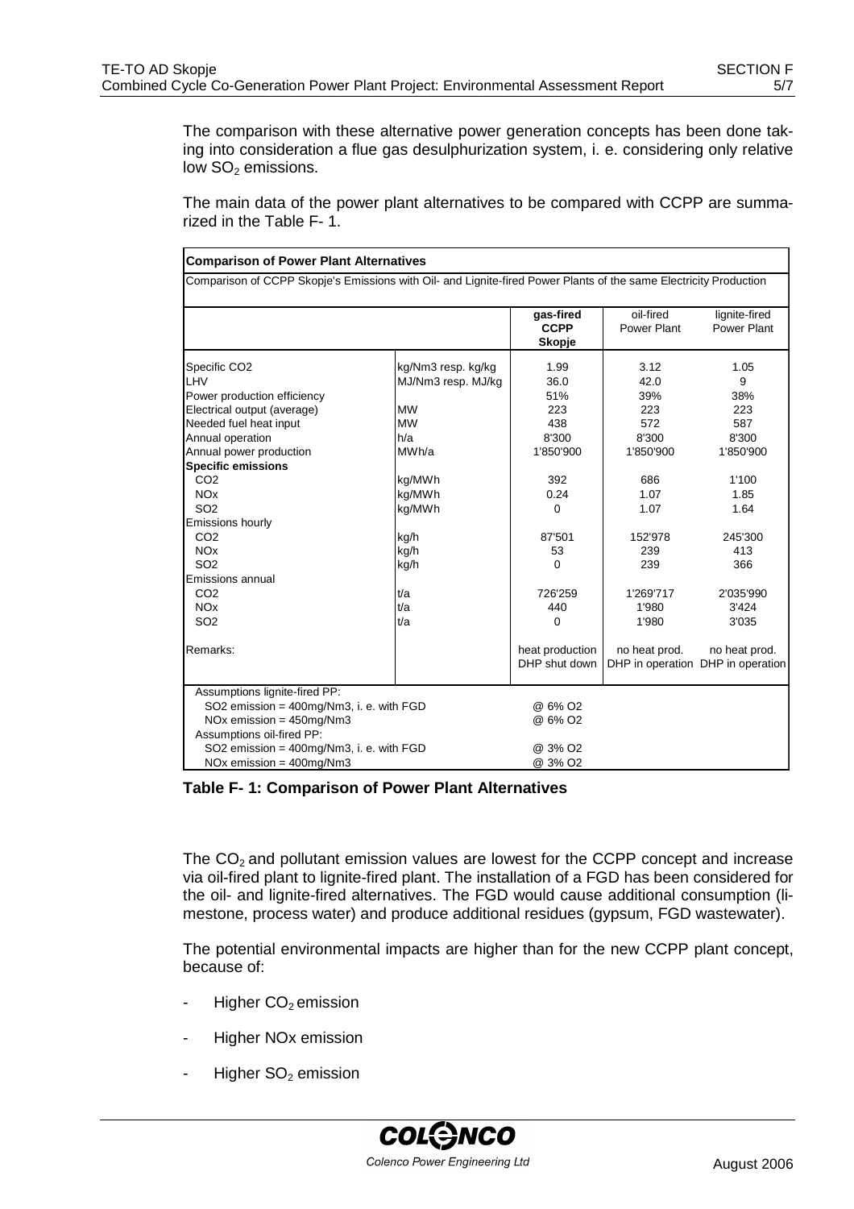The comparison with these alternative power generation concepts has been done taking into consideration a flue gas desulphurization system, i. e. considering only relative low $SO_2$ emissions.

The main data of the power plant alternatives to be compared with CCPP are summarized in the Table F- 1.

| **Comparison of Power Plant Alternatives** | | | | |
|---|---|---|---|---|
| Comparison of CCPP Skopje's Emissions with Oil- and Lignite-fired Power Plants of the same Electricity Production | | | | |
| | | **gas-fired CCPP Skopje** | oil-fired Power Plant | lignite-fired Power Plant |
| Specific CO2 | kg/Nm3 resp. kg/kg | 1.99 | 3.12 | 1.05 |
| LHV | MJ/Nm3 resp. MJ/kg | 36.0 | 42.0 | 9 |
| Power production efficiency | | 51% | 39% | 38% |
| Electrical output (average) | MW | 223 | 223 | 223 |
| Needed fuel heat input | MW | 438 | 572 | 587 |
| Annual operation | h/a | 8'300 | 8'300 | 8'300 |
| Annual power production | MWh/a | 1'850'900 | 1'850'900 | 1'850'900 |
| **Specific emissions** | | | | |
| CO2 | kg/MWh | 392 | 686 | 1'100 |
| NOx | kg/MWh | 0.24 | 1.07 | 1.85 |
| SO2 | kg/MWh | 0 | 1.07 | 1.64 |
| Emissions hourly | | | | |
| CO2 | kg/h | 87'501 | 152'978 | 245'300 |
| NOx | kg/h | 53 | 239 | 413 |
| SO2 | kg/h | 0 | 239 | 366 |
| Emissions annual | | | | |
| CO2 | t/a | 726'259 | 1'269'717 | 2'035'990 |
| NOx | t/a | 440 | 1'980 | 3'424 |
| SO2 | t/a | 0 | 1'980 | 3'035 |
| Remarks: | | heat production DHP shut down | no heat prod. DHP in operation | no heat prod. DHP in operation |
| Assumptions lignite-fired PP: | | | | |
| SO2 emission = 400mg/Nm3, i. e. with FGD | | @ 6% O2 | | |
| NOx emission = 450mg/Nm3 | | @ 6% O2 | | |
| Assumptions oil-fired PP: | | | | |
| SO2 emission = 400mg/Nm3, i. e. with FGD | | @ 3% O2 | | |
| NOx emission = 400mg/Nm3 | | @ 3% O2 | | |

**Table F- 1: Comparison of Power Plant Alternatives**

The $CO_2$ and pollutant emission values are lowest for the CCPP concept and increase via oil-fired plant to lignite-fired plant. The installation of a FGD has been considered for the oil- and lignite-fired alternatives. The FGD would cause additional consumption (limestone, process water) and produce additional residues (gypsum, FGD wastewater).

The potential environmental impacts are higher than for the new CCPP plant concept, because of:

- Higher $CO_2$ emission
- Higher NOx emission
- Higher $SO_2$ emission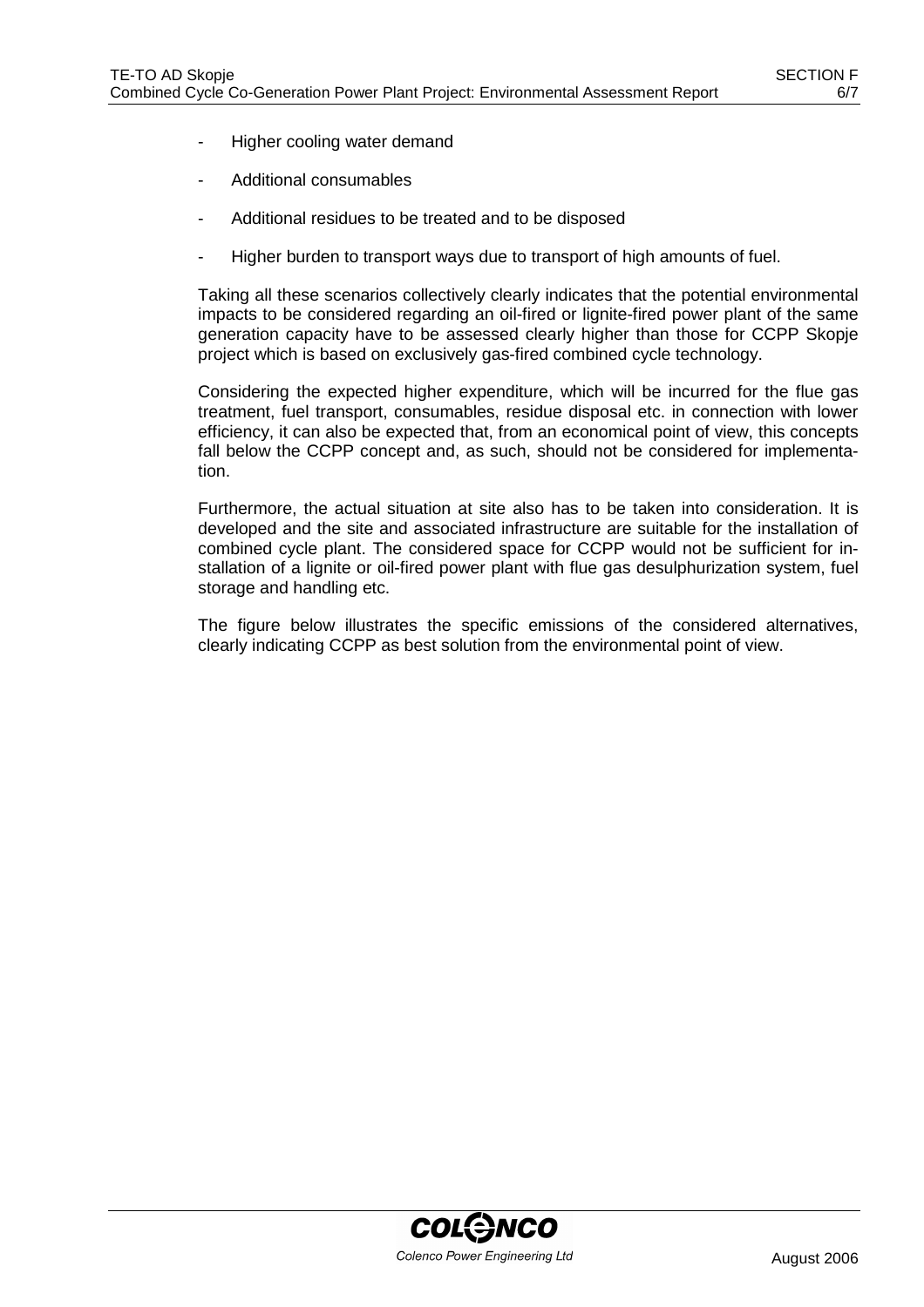- Higher cooling water demand
- Additional consumables
- Additional residues to be treated and to be disposed
- Higher burden to transport ways due to transport of high amounts of fuel.

Taking all these scenarios collectively clearly indicates that the potential environmental impacts to be considered regarding an oil-fired or lignite-fired power plant of the same generation capacity have to be assessed clearly higher than those for CCPP Skopje project which is based on exclusively gas-fired combined cycle technology.

Considering the expected higher expenditure, which will be incurred for the flue gas treatment, fuel transport, consumables, residue disposal etc. in connection with lower efficiency, it can also be expected that, from an economical point of view, this concepts fall below the CCPP concept and, as such, should not be considered for implementation.

Furthermore, the actual situation at site also has to be taken into consideration. It is developed and the site and associated infrastructure are suitable for the installation of combined cycle plant. The considered space for CCPP would not be sufficient for installation of a lignite or oil-fired power plant with flue gas desulphurization system, fuel storage and handling etc.

The figure below illustrates the specific emissions of the considered alternatives, clearly indicating CCPP as best solution from the environmental point of view.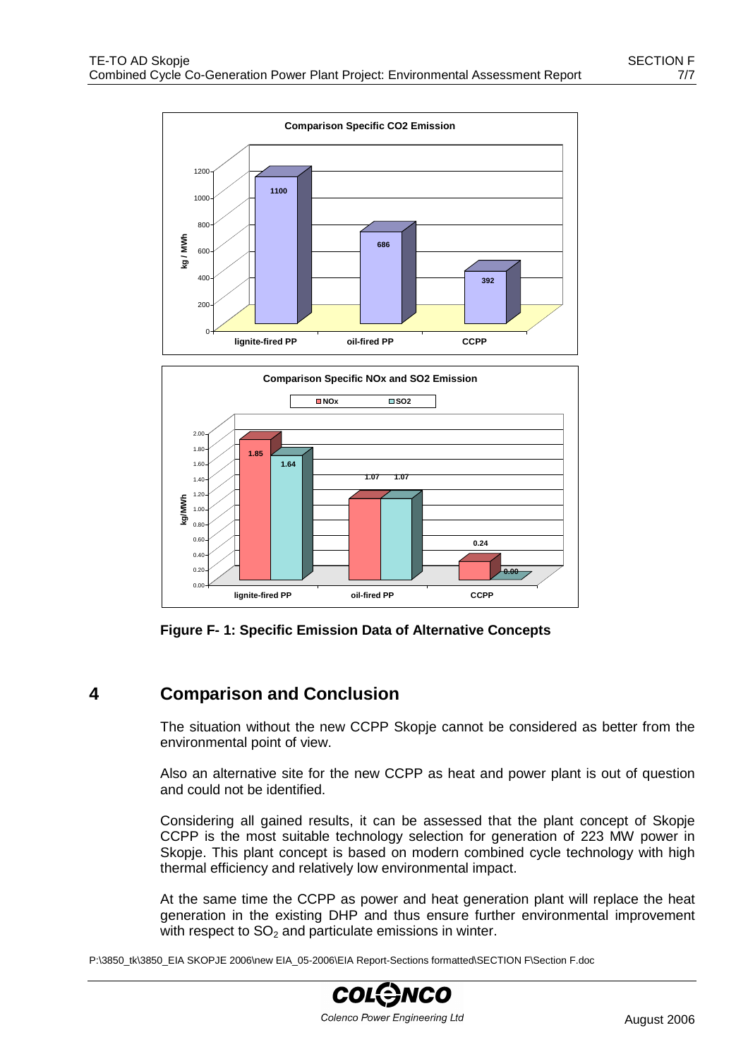Comparison Specific CO2 Emission

kg / MWh

0
200
400
600
800
1000
1200

1100
686
392

lignite-fired PP
oil-fired PP
CCPP

Comparison Specific NOx and SO2 Emission

NOx
SO2

kg/MWh

0.00
0.20
0.40
0.60
0.80
1.00
1.20
1.40
1.60
1.80
2.00

1.85
1.64
1.07
1.07
0.24
0.00

lignite-fired PP
oil-fired PP
CCPP

**Figure F- 1: Specific Emission Data of Alternative Concepts**

# 4 Comparison and Conclusion

The situation without the new CCPP Skopje cannot be considered as better from the environmental point of view.

Also an alternative site for the new CCPP as heat and power plant is out of question and could not be identified.

Considering all gained results, it can be assessed that the plant concept of Skopje CCPP is the most suitable technology selection for generation of 223 MW power in Skopje. This plant concept is based on modern combined cycle technology with high thermal efficiency and relatively low environmental impact.

At the same time the CCPP as power and heat generation plant will replace the heat generation in the existing DHP and thus ensure further environmental improvement with respect to $SO_2$ and particulate emissions in winter.